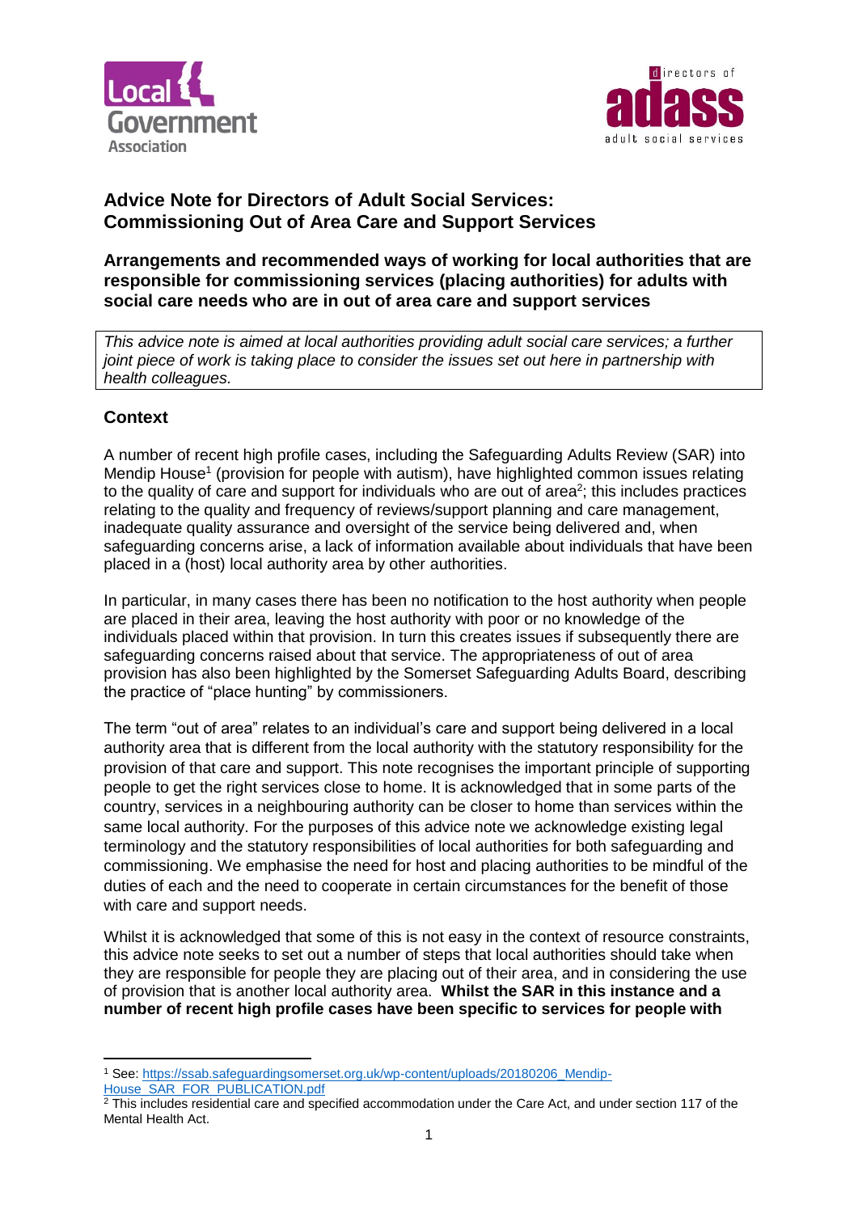# Advice Note for Directors of Adult Social Services: Commissioning Out of Area Care and Support Services

**Arrangements and recommended ways of working for local authorities that are responsible for commissioning services (placing authorities) for adults with social care needs who are in out of area care and support services**

*This advice note is aimed at local authorities providing adult social care services; a further joint piece of work is taking place to consider the issues set out here in partnership with health colleagues.*

## Context

A number of recent high profile cases, including the Safeguarding Adults Review (SAR) into Mendip House[1] (provision for people with autism), have highlighted common issues relating to the quality of care and support for individuals who are out of area[2]; this includes practices relating to the quality and frequency of reviews/support planning and care management, inadequate quality assurance and oversight of the service being delivered and, when safeguarding concerns arise, a lack of information available about individuals that have been placed in a (host) local authority area by other authorities.

In particular, in many cases there has been no notification to the host authority when people are placed in their area, leaving the host authority with poor or no knowledge of the individuals placed within that provision. In turn this creates issues if subsequently there are safeguarding concerns raised about that service. The appropriateness of out of area provision has also been highlighted by the Somerset Safeguarding Adults Board, describing the practice of "place hunting" by commissioners.

The term "out of area" relates to an individual's care and support being delivered in a local authority area that is different from the local authority with the statutory responsibility for the provision of that care and support. This note recognises the important principle of supporting people to get the right services close to home. It is acknowledged that in some parts of the country, services in a neighbouring authority can be closer to home than services within the same local authority. For the purposes of this advice note we acknowledge existing legal terminology and the statutory responsibilities of local authorities for both safeguarding and commissioning. We emphasise the need for host and placing authorities to be mindful of the duties of each and the need to cooperate in certain circumstances for the benefit of those with care and support needs.

Whilst it is acknowledged that some of this is not easy in the context of resource constraints, this advice note seeks to set out a number of steps that local authorities should take when they are responsible for people they are placing out of their area, and in considering the use of provision that is another local authority area. **Whilst the SAR in this instance and a number of recent high profile cases have been specific to services for people with**

---

[1] See: https://ssab.safeguardingsomerset.org.uk/wp-content/uploads/20180206_Mendip-House_SAR_FOR_PUBLICATION.pdf

[2] This includes residential care and specified accommodation under the Care Act, and under section 117 of the Mental Health Act.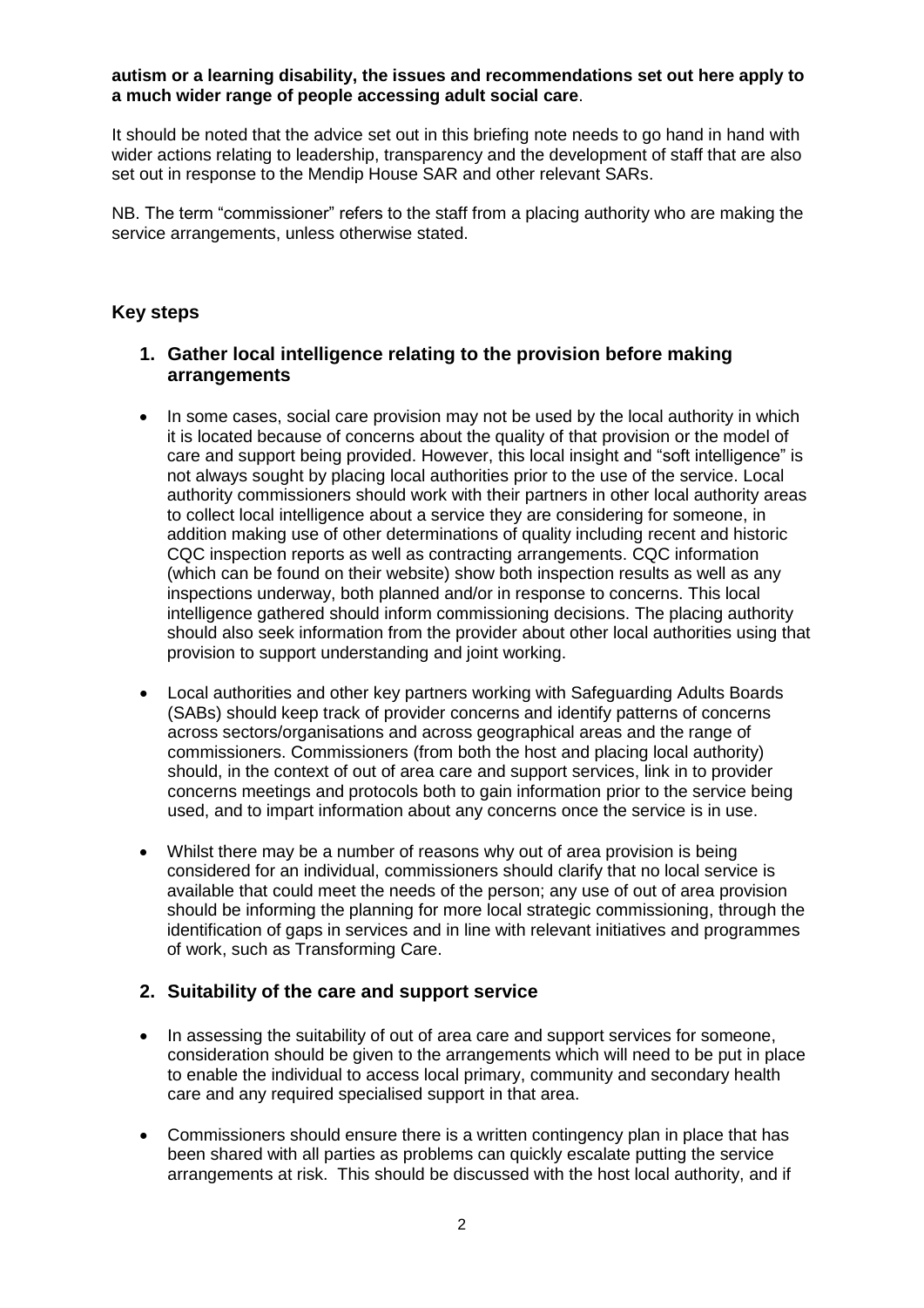**autism or a learning disability, the issues and recommendations set out here apply to a much wider range of people accessing adult social care**.

It should be noted that the advice set out in this briefing note needs to go hand in hand with wider actions relating to leadership, transparency and the development of staff that are also set out in response to the Mendip House SAR and other relevant SARs.

NB. The term "commissioner" refers to the staff from a placing authority who are making the service arrangements, unless otherwise stated.

## Key steps

### 1. Gather local intelligence relating to the provision before making arrangements

- In some cases, social care provision may not be used by the local authority in which it is located because of concerns about the quality of that provision or the model of care and support being provided. However, this local insight and "soft intelligence" is not always sought by placing local authorities prior to the use of the service. Local authority commissioners should work with their partners in other local authority areas to collect local intelligence about a service they are considering for someone, in addition making use of other determinations of quality including recent and historic CQC inspection reports as well as contracting arrangements. CQC information (which can be found on their website) show both inspection results as well as any inspections underway, both planned and/or in response to concerns. This local intelligence gathered should inform commissioning decisions. The placing authority should also seek information from the provider about other local authorities using that provision to support understanding and joint working.
- Local authorities and other key partners working with Safeguarding Adults Boards (SABs) should keep track of provider concerns and identify patterns of concerns across sectors/organisations and across geographical areas and the range of commissioners. Commissioners (from both the host and placing local authority) should, in the context of out of area care and support services, link in to provider concerns meetings and protocols both to gain information prior to the service being used, and to impart information about any concerns once the service is in use.
- Whilst there may be a number of reasons why out of area provision is being considered for an individual, commissioners should clarify that no local service is available that could meet the needs of the person; any use of out of area provision should be informing the planning for more local strategic commissioning, through the identification of gaps in services and in line with relevant initiatives and programmes of work, such as Transforming Care.

### 2. Suitability of the care and support service

- In assessing the suitability of out of area care and support services for someone, consideration should be given to the arrangements which will need to be put in place to enable the individual to access local primary, community and secondary health care and any required specialised support in that area.
- Commissioners should ensure there is a written contingency plan in place that has been shared with all parties as problems can quickly escalate putting the service arrangements at risk. This should be discussed with the host local authority, and if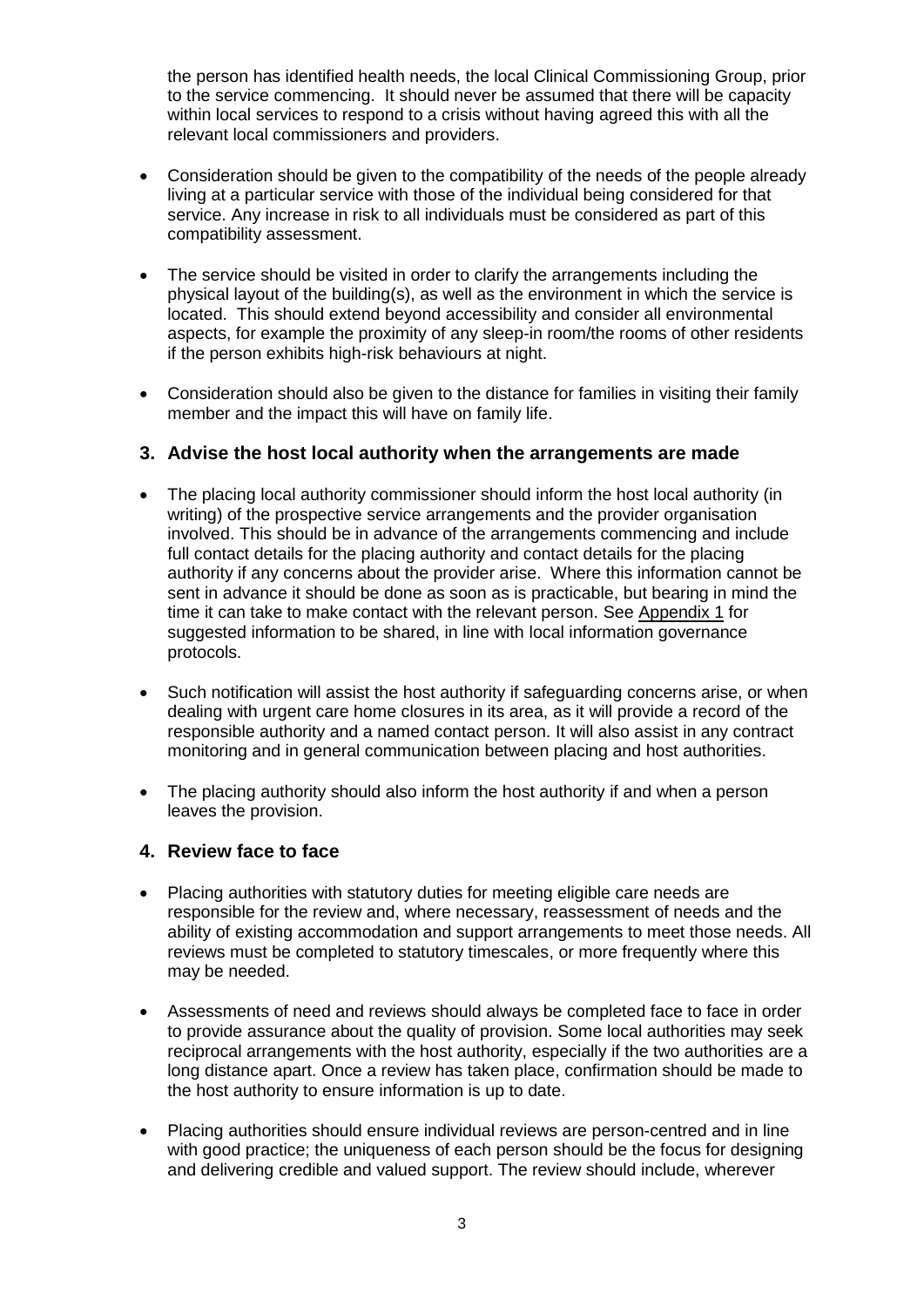the person has identified health needs, the local Clinical Commissioning Group, prior to the service commencing. It should never be assumed that there will be capacity within local services to respond to a crisis without having agreed this with all the relevant local commissioners and providers.

- Consideration should be given to the compatibility of the needs of the people already living at a particular service with those of the individual being considered for that service. Any increase in risk to all individuals must be considered as part of this compatibility assessment.
- The service should be visited in order to clarify the arrangements including the physical layout of the building(s), as well as the environment in which the service is located. This should extend beyond accessibility and consider all environmental aspects, for example the proximity of any sleep-in room/the rooms of other residents if the person exhibits high-risk behaviours at night.
- Consideration should also be given to the distance for families in visiting their family member and the impact this will have on family life.

## 3. Advise the host local authority when the arrangements are made

- The placing local authority commissioner should inform the host local authority (in writing) of the prospective service arrangements and the provider organisation involved. This should be in advance of the arrangements commencing and include full contact details for the placing authority and contact details for the placing authority if any concerns about the provider arise. Where this information cannot be sent in advance it should be done as soon as is practicable, but bearing in mind the time it can take to make contact with the relevant person. See Appendix 1 for suggested information to be shared, in line with local information governance protocols.
- Such notification will assist the host authority if safeguarding concerns arise, or when dealing with urgent care home closures in its area, as it will provide a record of the responsible authority and a named contact person. It will also assist in any contract monitoring and in general communication between placing and host authorities.
- The placing authority should also inform the host authority if and when a person leaves the provision.

## 4. Review face to face

- Placing authorities with statutory duties for meeting eligible care needs are responsible for the review and, where necessary, reassessment of needs and the ability of existing accommodation and support arrangements to meet those needs. All reviews must be completed to statutory timescales, or more frequently where this may be needed.
- Assessments of need and reviews should always be completed face to face in order to provide assurance about the quality of provision. Some local authorities may seek reciprocal arrangements with the host authority, especially if the two authorities are a long distance apart. Once a review has taken place, confirmation should be made to the host authority to ensure information is up to date.
- Placing authorities should ensure individual reviews are person-centred and in line with good practice; the uniqueness of each person should be the focus for designing and delivering credible and valued support. The review should include, wherever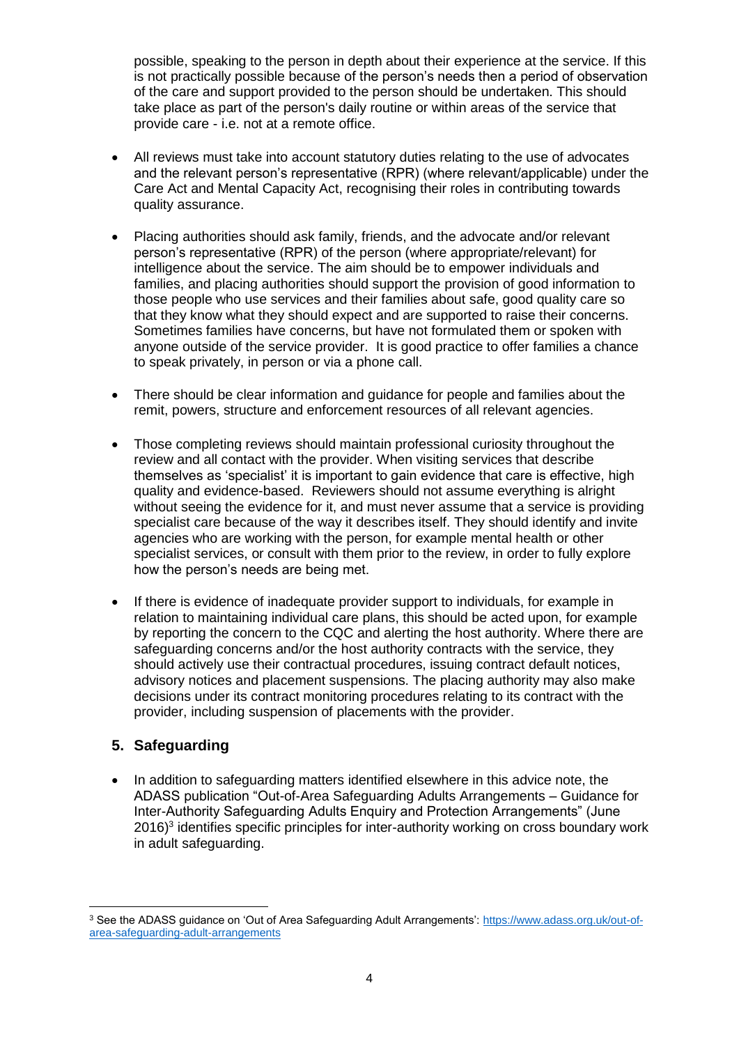possible, speaking to the person in depth about their experience at the service. If this is not practically possible because of the person's needs then a period of observation of the care and support provided to the person should be undertaken. This should take place as part of the person's daily routine or within areas of the service that provide care - i.e. not at a remote office.

- All reviews must take into account statutory duties relating to the use of advocates and the relevant person's representative (RPR) (where relevant/applicable) under the Care Act and Mental Capacity Act, recognising their roles in contributing towards quality assurance.

- Placing authorities should ask family, friends, and the advocate and/or relevant person's representative (RPR) of the person (where appropriate/relevant) for intelligence about the service. The aim should be to empower individuals and families, and placing authorities should support the provision of good information to those people who use services and their families about safe, good quality care so that they know what they should expect and are supported to raise their concerns. Sometimes families have concerns, but have not formulated them or spoken with anyone outside of the service provider. It is good practice to offer families a chance to speak privately, in person or via a phone call.

- There should be clear information and guidance for people and families about the remit, powers, structure and enforcement resources of all relevant agencies.

- Those completing reviews should maintain professional curiosity throughout the review and all contact with the provider. When visiting services that describe themselves as 'specialist' it is important to gain evidence that care is effective, high quality and evidence-based. Reviewers should not assume everything is alright without seeing the evidence for it, and must never assume that a service is providing specialist care because of the way it describes itself. They should identify and invite agencies who are working with the person, for example mental health or other specialist services, or consult with them prior to the review, in order to fully explore how the person's needs are being met.

- If there is evidence of inadequate provider support to individuals, for example in relation to maintaining individual care plans, this should be acted upon, for example by reporting the concern to the CQC and alerting the host authority. Where there are safeguarding concerns and/or the host authority contracts with the service, they should actively use their contractual procedures, issuing contract default notices, advisory notices and placement suspensions. The placing authority may also make decisions under its contract monitoring procedures relating to its contract with the provider, including suspension of placements with the provider.

## 5. Safeguarding

- In addition to safeguarding matters identified elsewhere in this advice note, the ADASS publication "Out-of-Area Safeguarding Adults Arrangements – Guidance for Inter-Authority Safeguarding Adults Enquiry and Protection Arrangements" (June 2016)[3] identifies specific principles for inter-authority working on cross boundary work in adult safeguarding.

---

[3] See the ADASS guidance on 'Out of Area Safeguarding Adult Arrangements': https://www.adass.org.uk/out-of-area-safeguarding-adult-arrangements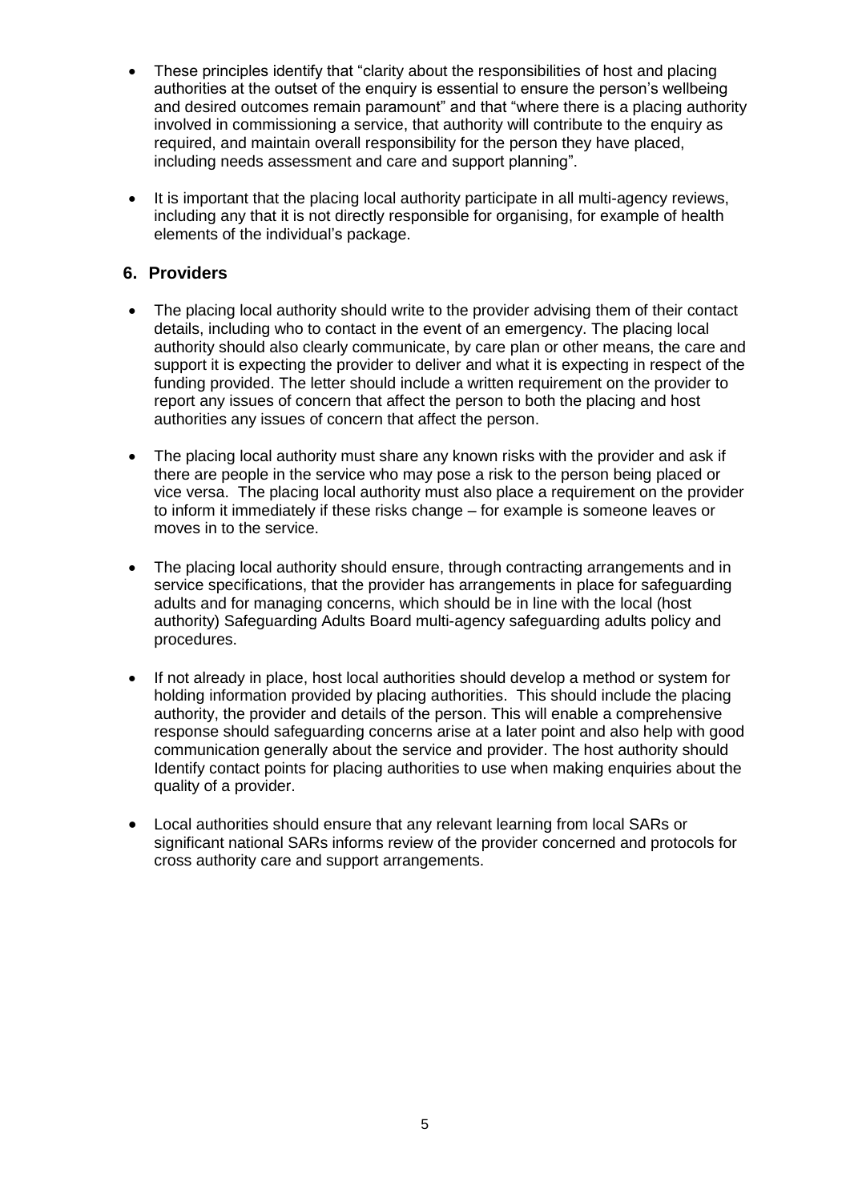- These principles identify that "clarity about the responsibilities of host and placing authorities at the outset of the enquiry is essential to ensure the person's wellbeing and desired outcomes remain paramount" and that "where there is a placing authority involved in commissioning a service, that authority will contribute to the enquiry as required, and maintain overall responsibility for the person they have placed, including needs assessment and care and support planning".

- It is important that the placing local authority participate in all multi-agency reviews, including any that it is not directly responsible for organising, for example of health elements of the individual's package.

## 6. Providers

- The placing local authority should write to the provider advising them of their contact details, including who to contact in the event of an emergency. The placing local authority should also clearly communicate, by care plan or other means, the care and support it is expecting the provider to deliver and what it is expecting in respect of the funding provided. The letter should include a written requirement on the provider to report any issues of concern that affect the person to both the placing and host authorities any issues of concern that affect the person.

- The placing local authority must share any known risks with the provider and ask if there are people in the service who may pose a risk to the person being placed or vice versa. The placing local authority must also place a requirement on the provider to inform it immediately if these risks change – for example is someone leaves or moves in to the service.

- The placing local authority should ensure, through contracting arrangements and in service specifications, that the provider has arrangements in place for safeguarding adults and for managing concerns, which should be in line with the local (host authority) Safeguarding Adults Board multi-agency safeguarding adults policy and procedures.

- If not already in place, host local authorities should develop a method or system for holding information provided by placing authorities. This should include the placing authority, the provider and details of the person. This will enable a comprehensive response should safeguarding concerns arise at a later point and also help with good communication generally about the service and provider. The host authority should Identify contact points for placing authorities to use when making enquiries about the quality of a provider.

- Local authorities should ensure that any relevant learning from local SARs or significant national SARs informs review of the provider concerned and protocols for cross authority care and support arrangements.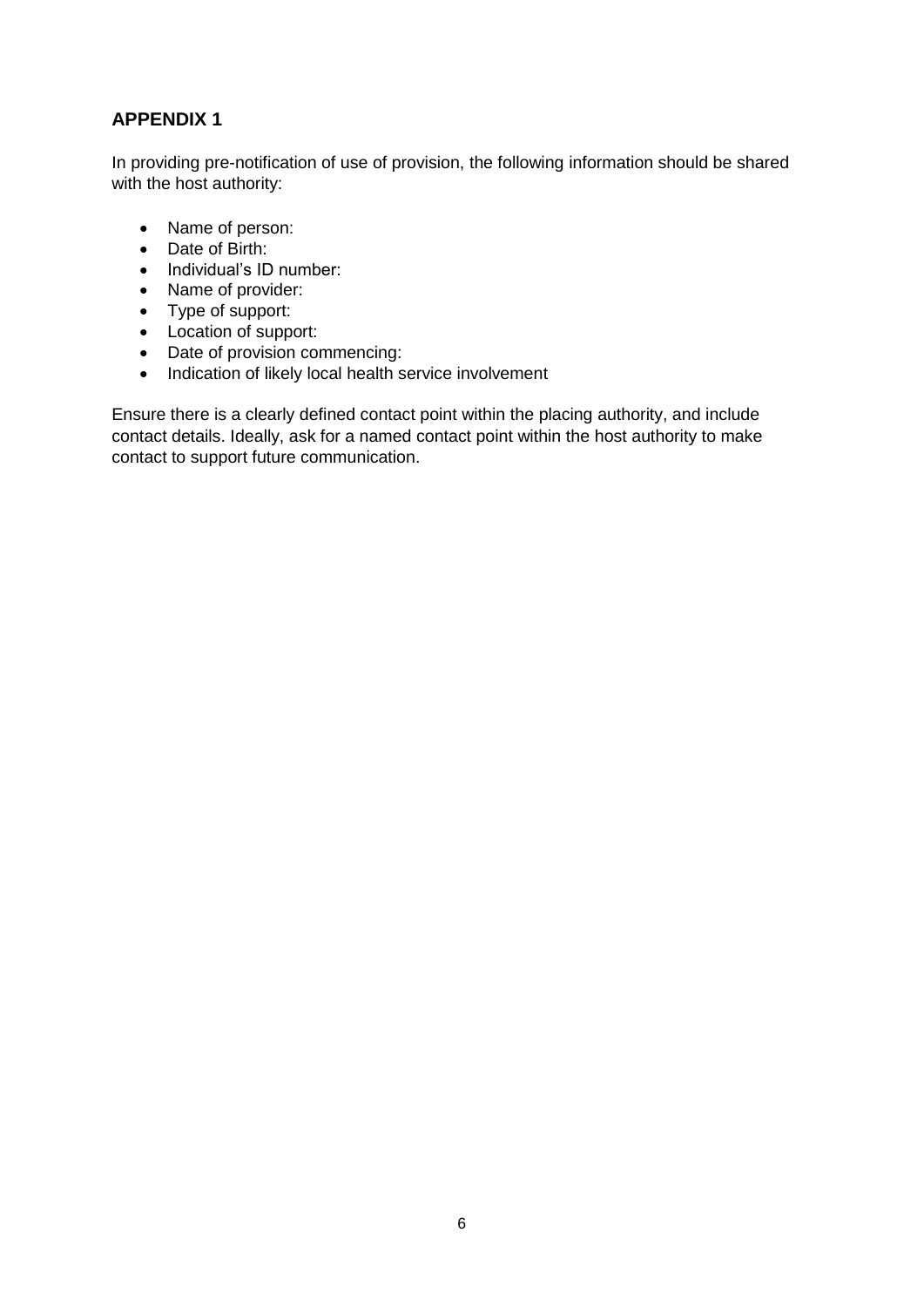## APPENDIX 1

In providing pre-notification of use of provision, the following information should be shared with the host authority:

- Name of person:
- Date of Birth:
- Individual's ID number:
- Name of provider:
- Type of support:
- Location of support:
- Date of provision commencing:
- Indication of likely local health service involvement

Ensure there is a clearly defined contact point within the placing authority, and include contact details. Ideally, ask for a named contact point within the host authority to make contact to support future communication.